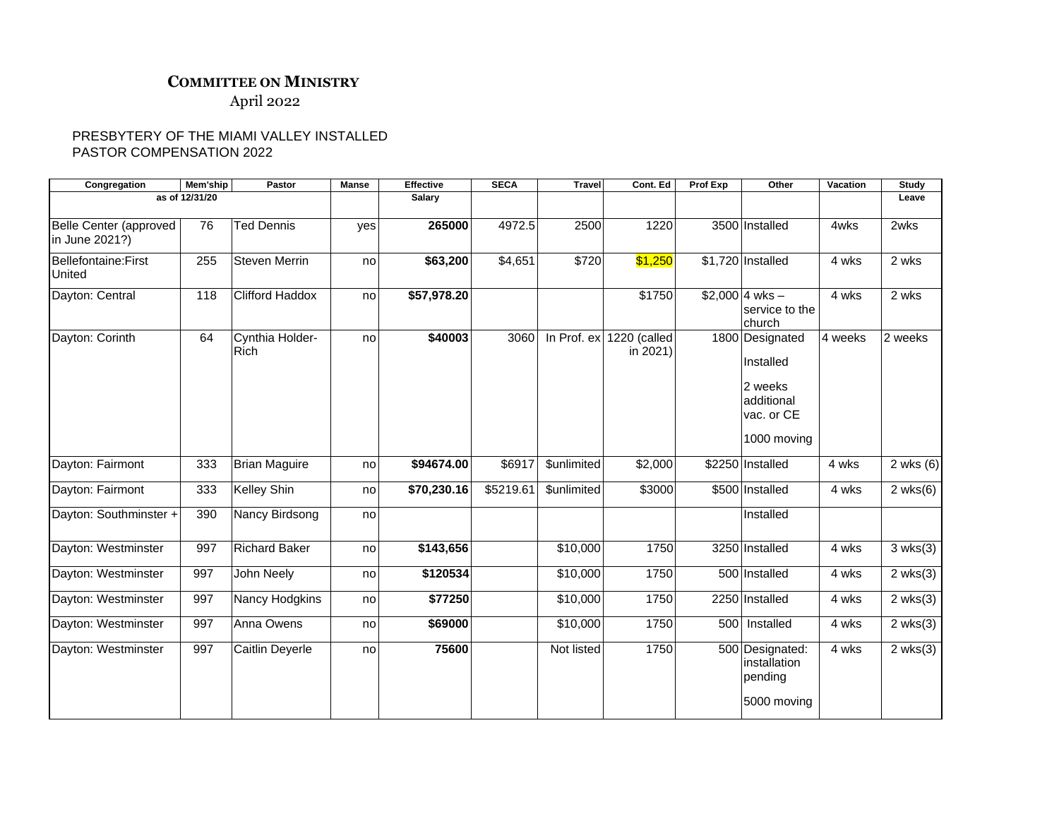## COMMITTEE ON MINISTRY

April 2022

PRESBYTERY OF THE MIAMI VALLEY INSTALLED
PASTOR COMPENSATION 2022

| Congregation | Mem'ship | Pastor | Manse | Effective | SECA | Travel | Cont. Ed | Prof Exp | Other | Vacation | Study |
|---|---|---|---|---|---|---|---|---|---|---|---|
| as of 12/31/20 | | | | Salary | | | | | | | Leave |
| Belle Center (approved in June 2021?) | 76 | Ted Dennis | yes | **265000** | 4972.5 | 2500 | 1220 | 3500 | Installed | 4wks | 2wks |
| Bellefontaine:First United | 255 | Steven Merrin | no | **$63,200** | $4,651 | $720 | $1,250 | $1,720 | Installed | 4 wks | 2 wks |
| Dayton: Central | 118 | Clifford Haddox | no | **$57,978.20** | | | $1750 | $2,000 | 4 wks – service to the church | 4 wks | 2 wks |
| Dayton: Corinth | 64 | Cynthia Holder-Rich | no | **$40003** | 3060 | In Prof. ex | 1220 (called in 2021) | 1800 | Designated<br>Installed<br>2 weeks additional vac. or CE<br>1000 moving | 4 weeks | 2 weeks |
| Dayton: Fairmont | 333 | Brian Maguire | no | **$94674.00** | $6917 | $unlimited | $2,000 | $2250 | Installed | 4 wks | 2 wks (6) |
| Dayton: Fairmont | 333 | Kelley Shin | no | **$70,230.16** | $5219.61 | $unlimited | $3000 | $500 | Installed | 4 wks | 2 wks(6) |
| Dayton: Southminster + | 390 | Nancy Birdsong | no | | | | | | Installed | | |
| Dayton: Westminster | 997 | Richard Baker | no | **$143,656** | | $10,000 | 1750 | 3250 | Installed | 4 wks | 3 wks(3) |
| Dayton: Westminster | 997 | John Neely | no | **$120534** | | $10,000 | 1750 | 500 | Installed | 4 wks | 2 wks(3) |
| Dayton: Westminster | 997 | Nancy Hodgkins | no | **$77250** | | $10,000 | 1750 | 2250 | Installed | 4 wks | 2 wks(3) |
| Dayton: Westminster | 997 | Anna Owens | no | **$69000** | | $10,000 | 1750 | 500 | Installed | 4 wks | 2 wks(3) |
| Dayton: Westminster | 997 | Caitlin Deyerle | no | **75600** | | Not listed | 1750 | 500 | Designated: installation pending<br>5000 moving | 4 wks | 2 wks(3) |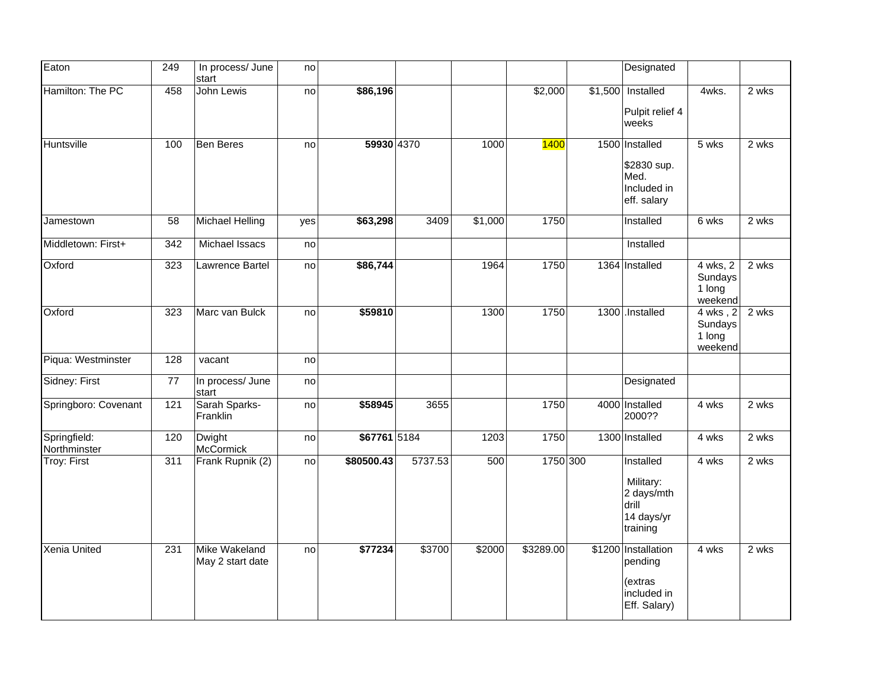| | | | | | | | | | | | |
|---|---|---|---|---|---|---|---|---|---|---|---|
| Eaton | 249 | In process/ June start | no | | | | | | Designated | | |
| Hamilton: The PC | 458 | John Lewis | no | **$86,196** | | | $2,000 | $1,500 | Installed<br><br>Pulpit relief 4 weeks | 4wks. | 2 wks |
| Huntsville | 100 | Ben Beres | no | **59930** | 4370 | 1000 | 1400 | 1500 | Installed<br><br>$2830 sup. Med. Included in eff. salary | 5 wks | 2 wks |
| Jamestown | 58 | Michael Helling | yes | **$63,298** | 3409 | $1,000 | 1750 | | Installed | 6 wks | 2 wks |
| Middletown: First+ | 342 | Michael Issacs | no | | | | | | Installed | | |
| Oxford | 323 | Lawrence Bartel | no | **$86,744** | | 1964 | 1750 | 1364 | Installed | 4 wks, 2 Sundays 1 long weekend | 2 wks |
| Oxford | 323 | Marc van Bulck | no | **$59810** | | 1300 | 1750 | 1300 | .Installed | 4 wks , 2 Sundays 1 long weekend | 2 wks |
| Piqua: Westminster | 128 | vacant | no | | | | | | | | |
| Sidney: First | 77 | In process/ June start | no | | | | | | Designated | | |
| Springboro: Covenant | 121 | Sarah Sparks-Franklin | no | **$58945** | 3655 | | 1750 | 4000 | Installed 2000?? | 4 wks | 2 wks |
| Springfield: Northminster | 120 | Dwight McCormick | no | **$67761** | 5184 | 1203 | 1750 | 1300 | Installed | 4 wks | 2 wks |
| Troy: First | 311 | Frank Rupnik (2) | no | **$80500.43** | 5737.53 | 500 | 1750 | 300 | Installed<br><br>Military:<br>2 days/mth drill<br>14 days/yr training | 4 wks | 2 wks |
| Xenia United | 231 | Mike Wakeland May 2 start date | no | **$77234** | $3700 | $2000 | $3289.00 | $1200 | Installation pending<br><br>(extras included in Eff. Salary) | 4 wks | 2 wks |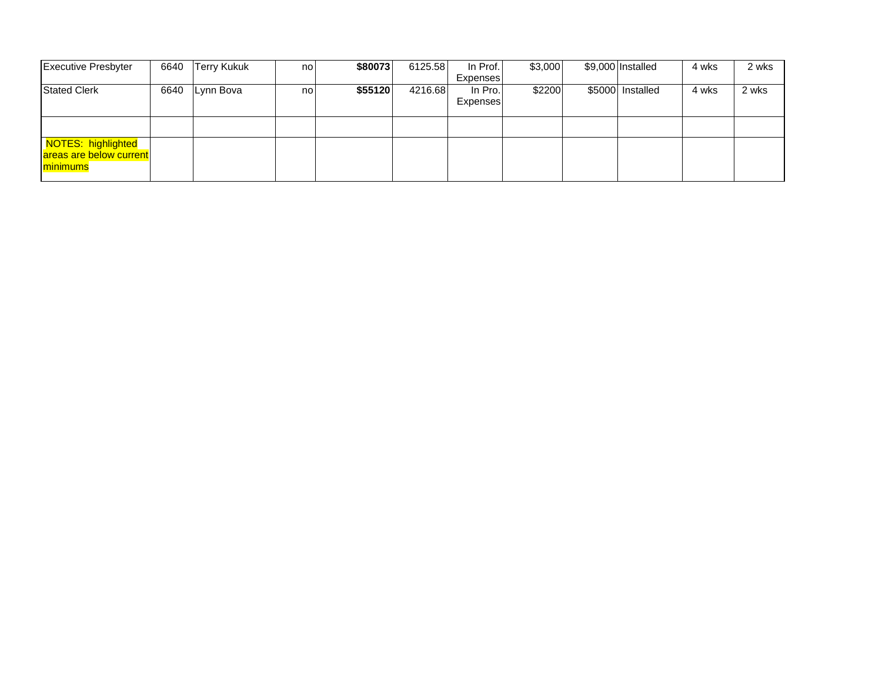| | | | | | | | | | | | |
|---|---|---|---|---|---|---|---|---|---|---|---|
| Executive Presbyter | 6640 | Terry Kukuk | no | **$80073** | 6125.58 | In Prof. Expenses | $3,000 | $9,000 | Installed | 4 wks | 2 wks |
| Stated Clerk | 6640 | Lynn Bova | no | **$55120** | 4216.68 | In Pro. Expenses | $2200 | $5000 | Installed | 4 wks | 2 wks |
| | | | | | | | | | | | |
| NOTES: highlighted areas are below current minimums | | | | | | | | | | | |